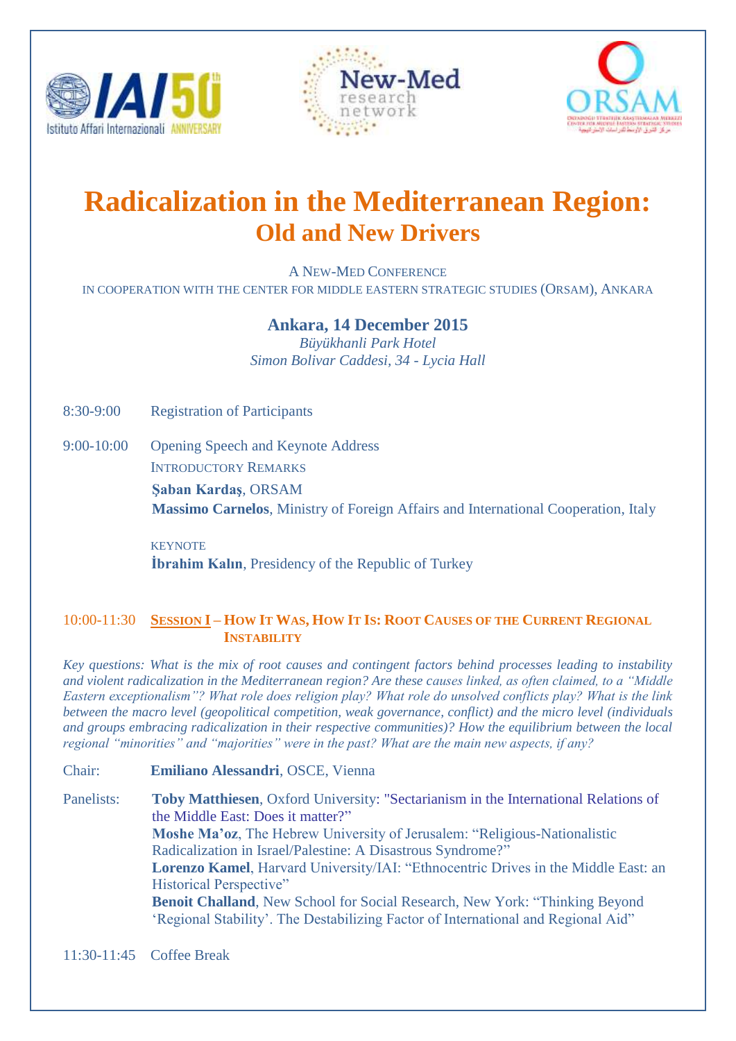# Radicalization in the Mediterranean Region:
## Old and New Drivers

A New-Med Conference
in cooperation with the Center for Middle Eastern Strategic Studies (ORSAM), Ankara

**Ankara, 14 December 2015**
*Büyükhanli Park Hotel*
*Simon Bolivar Caddesi, 34 - Lycia Hall*

8:30-9:00 Registration of Participants

9:00-10:00 Opening Speech and Keynote Address

Introductory Remarks

**Şaban Kardaş**, ORSAM
**Massimo Carnelos**, Ministry of Foreign Affairs and International Cooperation, Italy

Keynote

**İbrahim Kalın**, Presidency of the Republic of Turkey

### 10:00-11:30 Session I – How It Was, How It Is: Root Causes of the Current Regional Instability

*Key questions: What is the mix of root causes and contingent factors behind processes leading to instability and violent radicalization in the Mediterranean region? Are these causes linked, as often claimed, to a "Middle Eastern exceptionalism"? What role does religion play? What role do unsolved conflicts play? What is the link between the macro level (geopolitical competition, weak governance, conflict) and the micro level (individuals and groups embracing radicalization in their respective communities)? How the equilibrium between the local regional "minorities" and "majorities" were in the past? What are the main new aspects, if any?*

Chair: **Emiliano Alessandri**, OSCE, Vienna

Panelists:

**Toby Matthiesen**, Oxford University: "Sectarianism in the International Relations of the Middle East: Does it matter?"
**Moshe Ma'oz**, The Hebrew University of Jerusalem: "Religious-Nationalistic Radicalization in Israel/Palestine: A Disastrous Syndrome?"
**Lorenzo Kamel**, Harvard University/IAI: "Ethnocentric Drives in the Middle East: an Historical Perspective"
**Benoit Challand**, New School for Social Research, New York: "Thinking Beyond 'Regional Stability'. The Destabilizing Factor of International and Regional Aid"

11:30-11:45 Coffee Break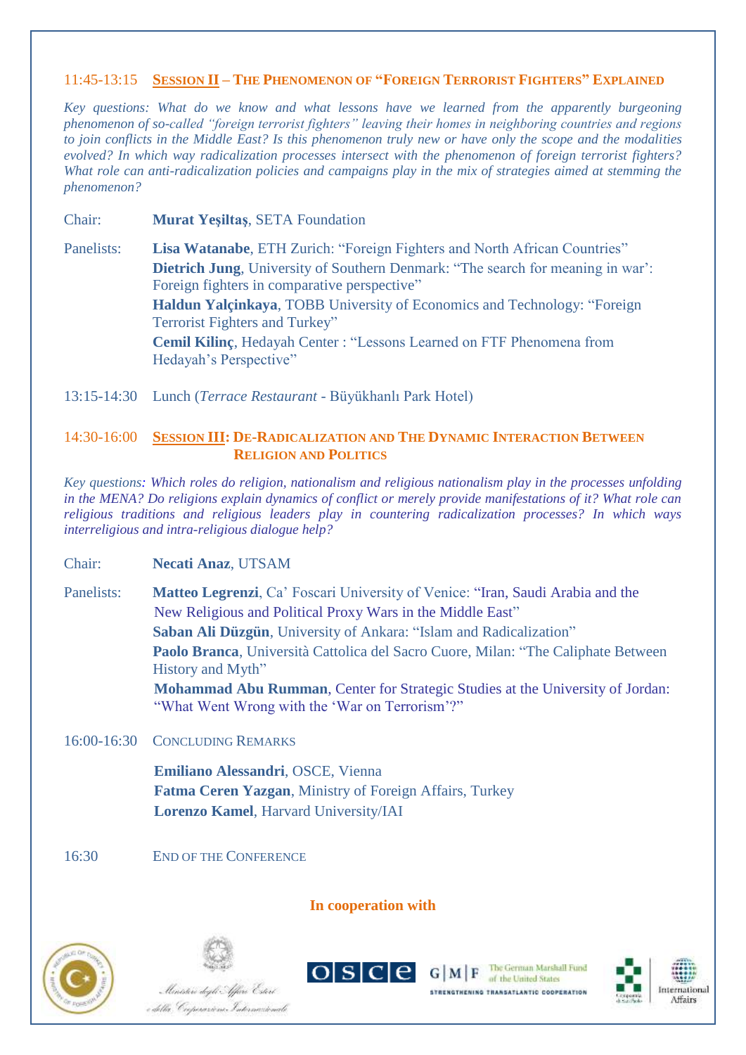11:45-13:15 **SESSION II – THE PHENOMENON OF "FOREIGN TERRORIST FIGHTERS" EXPLAINED**

*Key questions: What do we know and what lessons have we learned from the apparently burgeoning phenomenon of so-called "foreign terrorist fighters" leaving their homes in neighboring countries and regions to join conflicts in the Middle East? Is this phenomenon truly new or have only the scope and the modalities evolved? In which way radicalization processes intersect with the phenomenon of foreign terrorist fighters? What role can anti-radicalization policies and campaigns play in the mix of strategies aimed at stemming the phenomenon?*

Chair: **Murat Yeşiltaş**, SETA Foundation

Panelists: **Lisa Watanabe**, ETH Zurich: "Foreign Fighters and North African Countries"
**Dietrich Jung**, University of Southern Denmark: "The search for meaning in war': Foreign fighters in comparative perspective"
**Haldun Yalçinkaya**, TOBB University of Economics and Technology: "Foreign Terrorist Fighters and Turkey"
**Cemil Kilinç**, Hedayah Center : "Lessons Learned on FTF Phenomena from Hedayah's Perspective"

13:15-14:30 Lunch (*Terrace Restaurant* - Büyükhanlı Park Hotel)

14:30-16:00 **SESSION III: DE-RADICALIZATION AND THE DYNAMIC INTERACTION BETWEEN RELIGION AND POLITICS**

*Key questions: Which roles do religion, nationalism and religious nationalism play in the processes unfolding in the MENA? Do religions explain dynamics of conflict or merely provide manifestations of it? What role can religious traditions and religious leaders play in countering radicalization processes? In which ways interreligious and intra-religious dialogue help?*

Chair: **Necati Anaz**, UTSAM

Panelists: **Matteo Legrenzi**, Ca' Foscari University of Venice: "Iran, Saudi Arabia and the New Religious and Political Proxy Wars in the Middle East"
**Saban Ali Düzgün**, University of Ankara: "Islam and Radicalization"
**Paolo Branca**, Università Cattolica del Sacro Cuore, Milan: "The Caliphate Between History and Myth"
**Mohammad Abu Rumman**, Center for Strategic Studies at the University of Jordan: "What Went Wrong with the 'War on Terrorism'?"

16:00-16:30 CONCLUDING REMARKS

**Emiliano Alessandri**, OSCE, Vienna
**Fatma Ceren Yazgan**, Ministry of Foreign Affairs, Turkey
**Lorenzo Kamel**, Harvard University/IAI

16:30 END OF THE CONFERENCE

**In cooperation with**

Ministero degli Affari Esteri e della Cooperazione Internazionale

OSCE

G|M|F The German Marshall Fund of the United States — STRENGTHENING TRANSATLANTIC COOPERATION

Compagnia di San Paolo

International Affairs